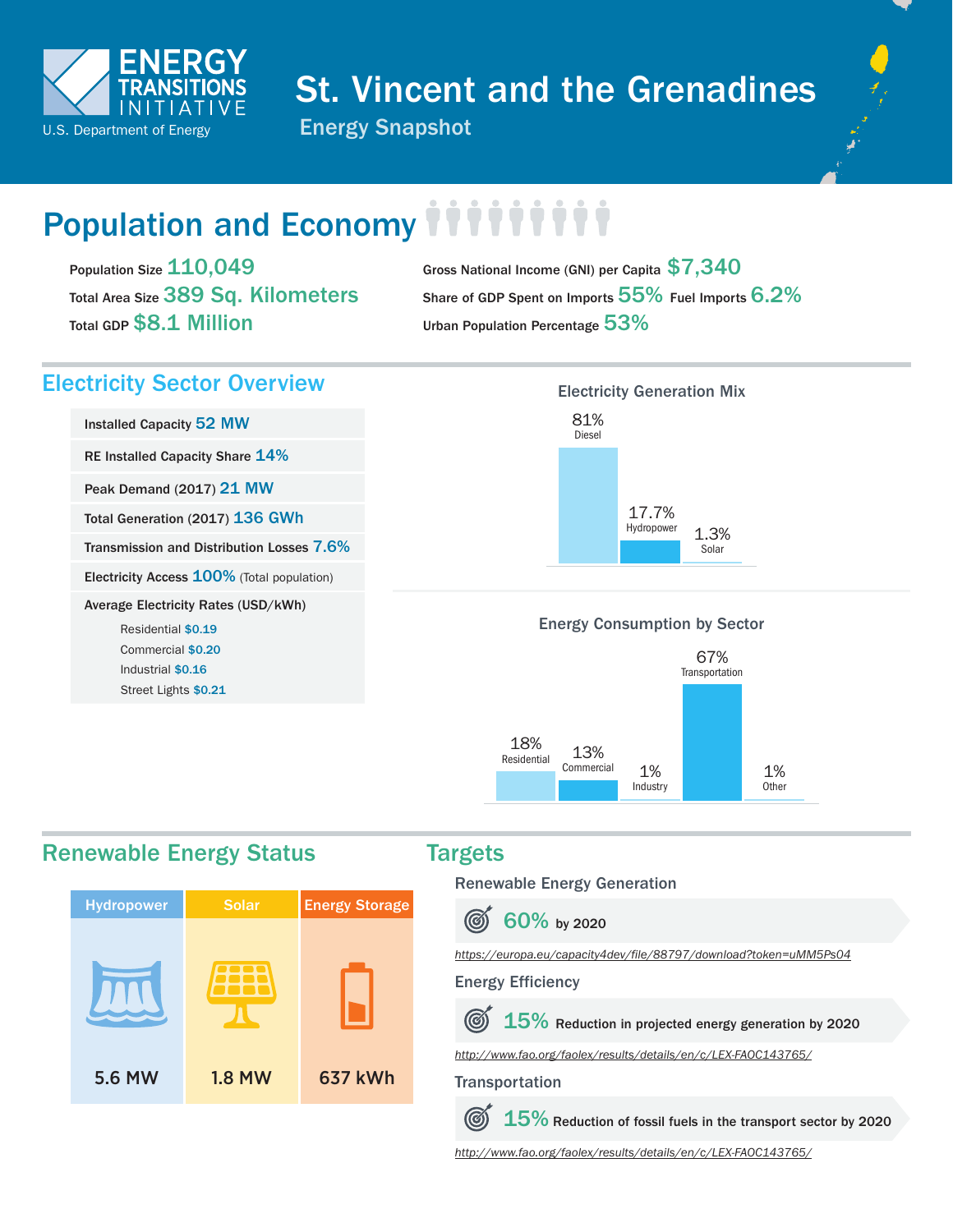ENERGY TRANSITIONS INITIATIVE
U.S. Department of Energy

# St. Vincent and the Grenadines

## Energy Snapshot

## Population and Economy

Population Size **110,049**

Total Area Size **389 Sq. Kilometers**

Total GDP **$8.1 Million**

Gross National Income (GNI) per Capita **$7,340**

Share of GDP Spent on Imports **55%** Fuel Imports **6.2%**

Urban Population Percentage **53%**

## Electricity Sector Overview

| | |
|---|---|
| Installed Capacity | 52 MW |
| RE Installed Capacity Share | 14% |
| Peak Demand (2017) | 21 MW |
| Total Generation (2017) | 136 GWh |
| Transmission and Distribution Losses | 7.6% |
| Electricity Access | 100% (Total population) |

Average Electricity Rates (USD/kWh)

- Residential $0.19
- Commercial $0.20
- Industrial $0.16
- Street Lights $0.21

### Electricity Generation Mix

| Source | Share |
|---|---|
| Diesel | 81% |
| Hydropower | 17.7% |
| Solar | 1.3% |

### Energy Consumption by Sector

| Sector | Share |
|---|---|
| Residential | 18% |
| Commercial | 13% |
| Industry | 1% |
| Transportation | 67% |
| Other | 1% |

## Renewable Energy Status

| Hydropower | Solar | Energy Storage |
|---|---|---|
| 5.6 MW | 1.8 MW | 637 kWh |

## Targets

### Renewable Energy Generation

**60%** by 2020

https://europa.eu/capacity4dev/file/88797/download?token=uMM5Ps04

### Energy Efficiency

**15%** Reduction in projected energy generation by 2020

http://www.fao.org/faolex/results/details/en/c/LEX-FAOC143765/

### Transportation

**15%** Reduction of fossil fuels in the transport sector by 2020

http://www.fao.org/faolex/results/details/en/c/LEX-FAOC143765/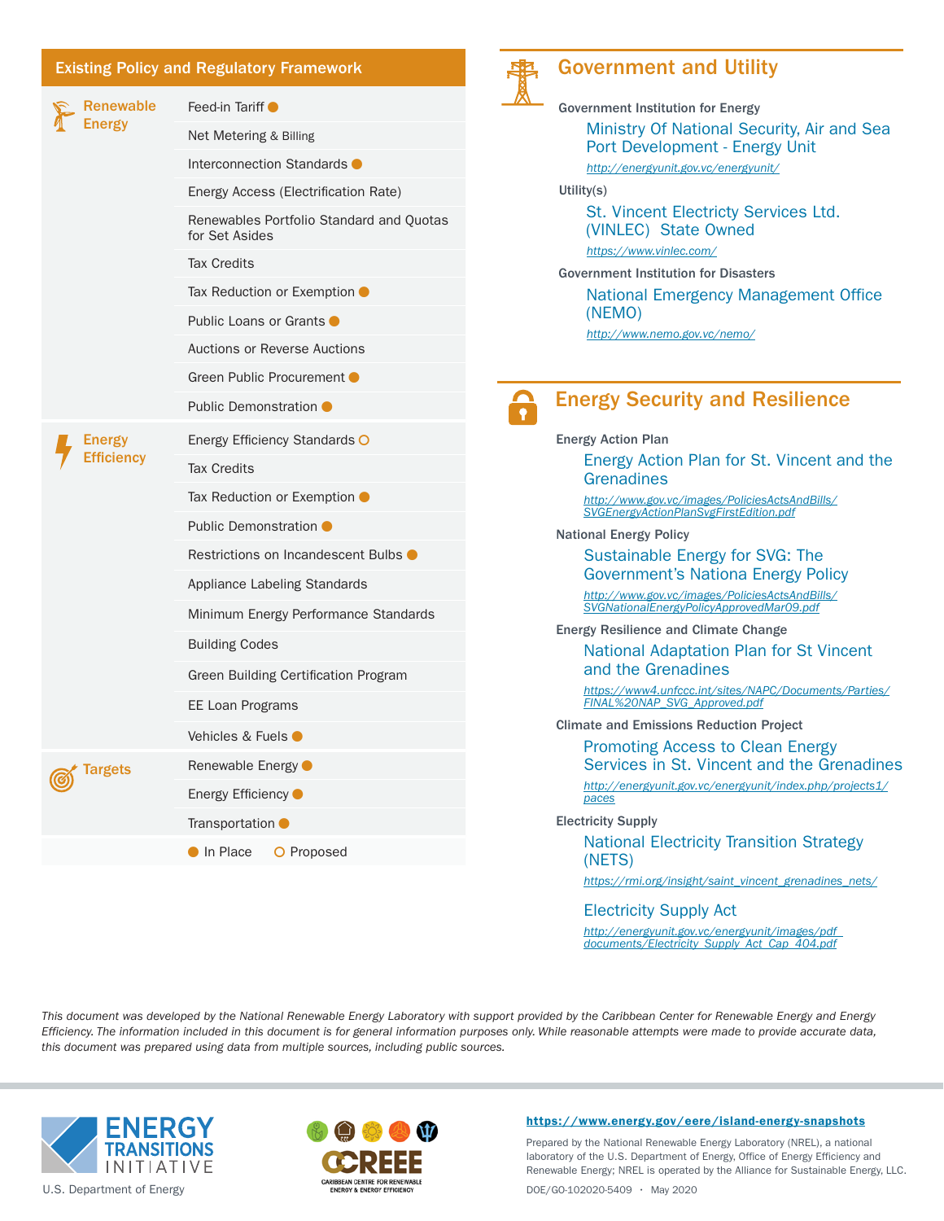## Existing Policy and Regulatory Framework

| Category | Policy | Status |
|---|---|---|
| Renewable Energy | Feed-in Tariff | ● |
| | Net Metering & Billing | |
| | Interconnection Standards | ● |
| | Energy Access (Electrification Rate) | |
| | Renewables Portfolio Standard and Quotas for Set Asides | |
| | Tax Credits | |
| | Tax Reduction or Exemption | ● |
| | Public Loans or Grants | ● |
| | Auctions or Reverse Auctions | |
| | Green Public Procurement | ● |
| | Public Demonstration | ● |
| Energy Efficiency | Energy Efficiency Standards | ○ |
| | Tax Credits | |
| | Tax Reduction or Exemption | ● |
| | Public Demonstration | ● |
| | Restrictions on Incandescent Bulbs | ● |
| | Appliance Labeling Standards | |
| | Minimum Energy Performance Standards | |
| | Building Codes | |
| | Green Building Certification Program | |
| | EE Loan Programs | |
| | Vehicles & Fuels | ● |
| Targets | Renewable Energy | ● |
| | Energy Efficiency | ● |
| | Transportation | ● |

● In Place ○ Proposed

## Government and Utility

**Government Institution for Energy**

Ministry Of National Security, Air and Sea Port Development - Energy Unit

http://energyunit.gov.vc/energyunit/

**Utility(s)**

St. Vincent Electricty Services Ltd. (VINLEC) State Owned

https://www.vinlec.com/

**Government Institution for Disasters**

National Emergency Management Office (NEMO)

http://www.nemo.gov.vc/nemo/

## Energy Security and Resilience

**Energy Action Plan**

Energy Action Plan for St. Vincent and the Grenadines

http://www.gov.vc/images/PoliciesActsAndBills/SVGEnergyActionPlanSvgFirstEdition.pdf

**National Energy Policy**

Sustainable Energy for SVG: The Government's Nationa Energy Policy

http://www.gov.vc/images/PoliciesActsAndBills/SVGNationalEnergyPolicyApprovedMar09.pdf

**Energy Resilience and Climate Change**

National Adaptation Plan for St Vincent and the Grenadines

https://www4.unfccc.int/sites/NAPC/Documents/Parties/FINAL%20NAP_SVG_Approved.pdf

**Climate and Emissions Reduction Project**

Promoting Access to Clean Energy Services in St. Vincent and the Grenadines

http://energyunit.gov.vc/energyunit/index.php/projects1/paces

**Electricity Supply**

National Electricity Transition Strategy (NETS)

https://rmi.org/insight/saint_vincent_grenadines_nets/

Electricity Supply Act

http://energyunit.gov.vc/energyunit/images/pdf_documents/Electricity_Supply_Act_Cap_404.pdf

*This document was developed by the National Renewable Energy Laboratory with support provided by the Caribbean Center for Renewable Energy and Energy Efficiency. The information included in this document is for general information purposes only. While reasonable attempts were made to provide accurate data, this document was prepared using data from multiple sources, including public sources.*

ENERGY TRANSITIONS INITIATIVE

U.S. Department of Energy

CCREEE — CARIBBEAN CENTRE FOR RENEWABLE ENERGY & ENERGY EFFICIENCY

**https://www.energy.gov/eere/island-energy-snapshots**

Prepared by the National Renewable Energy Laboratory (NREL), a national laboratory of the U.S. Department of Energy, Office of Energy Efficiency and Renewable Energy; NREL is operated by the Alliance for Sustainable Energy, LLC.

DOE/GO-102020-5409 · May 2020